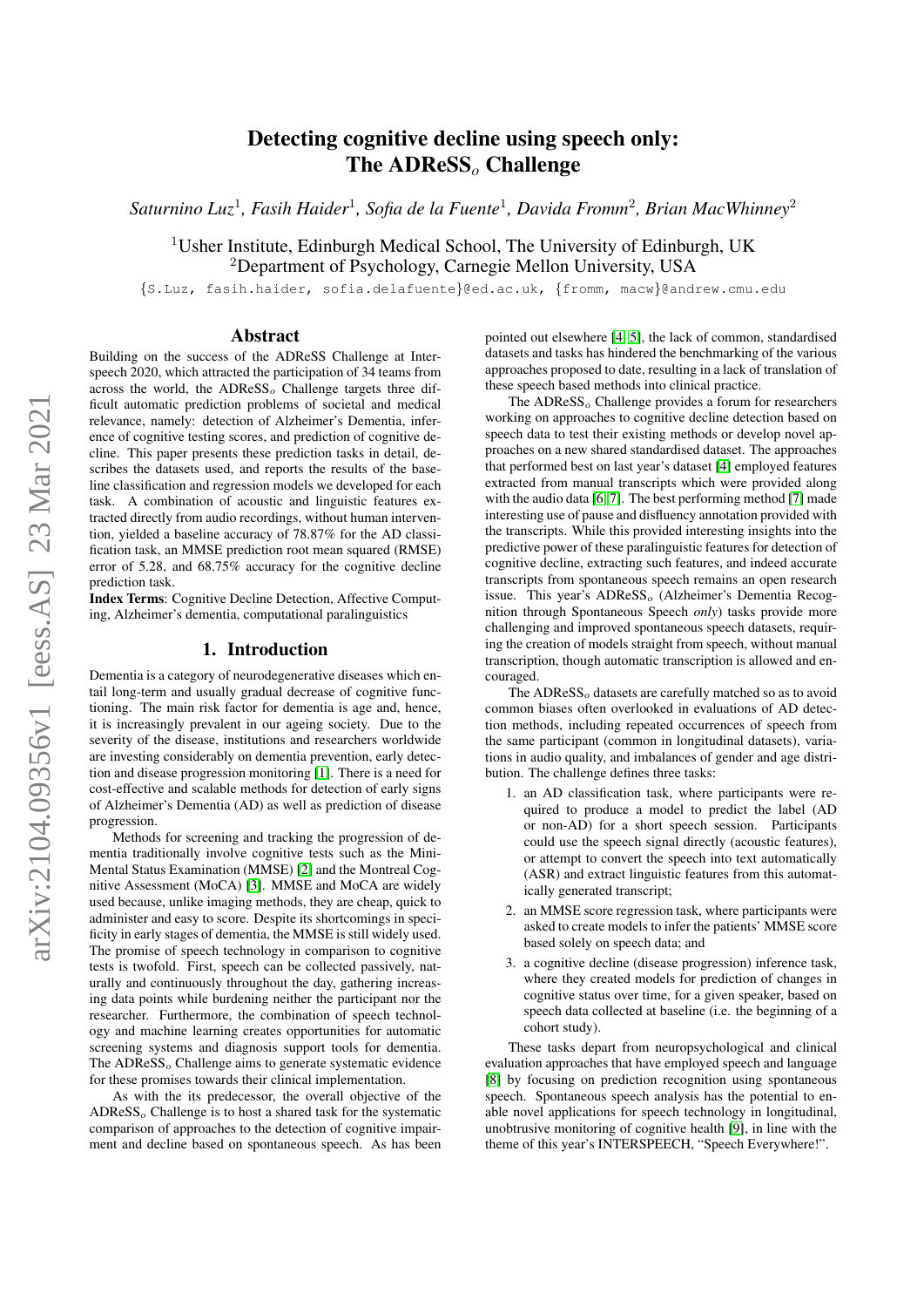# Detecting cognitive decline using speech only: The ADReSS$_o$ Challenge

*Saturnino Luz*[1], *Fasih Haider*[1], *Sofia de la Fuente*[1], *Davida Fromm*[2], *Brian MacWhinney*[2]

[1]Usher Institute, Edinburgh Medical School, The University of Edinburgh, UK
[2]Department of Psychology, Carnegie Mellon University, USA

{S.Luz, fasih.haider, sofia.delafuente}@ed.ac.uk, {fromm, macw}@andrew.cmu.edu

## Abstract

Building on the success of the ADReSS Challenge at Interspeech 2020, which attracted the participation of 34 teams from across the world, the ADReSS$_o$ Challenge targets three difficult automatic prediction problems of societal and medical relevance, namely: detection of Alzheimer's Dementia, inference of cognitive testing scores, and prediction of cognitive decline. This paper presents these prediction tasks in detail, describes the datasets used, and reports the results of the baseline classification and regression models we developed for each task. A combination of acoustic and linguistic features extracted directly from audio recordings, without human intervention, yielded a baseline accuracy of 78.87% for the AD classification task, an MMSE prediction root mean squared (RMSE) error of 5.28, and 68.75% accuracy for the cognitive decline prediction task.

**Index Terms**: Cognitive Decline Detection, Affective Computing, Alzheimer's dementia, computational paralinguistics

## 1. Introduction

Dementia is a category of neurodegenerative diseases which entail long-term and usually gradual decrease of cognitive functioning. The main risk factor for dementia is age and, hence, it is increasingly prevalent in our ageing society. Due to the severity of the disease, institutions and researchers worldwide are investing considerably on dementia prevention, early detection and disease progression monitoring [1]. There is a need for cost-effective and scalable methods for detection of early signs of Alzheimer's Dementia (AD) as well as prediction of disease progression.

Methods for screening and tracking the progression of dementia traditionally involve cognitive tests such as the Mini-Mental Status Examination (MMSE) [2] and the Montreal Cognitive Assessment (MoCA) [3]. MMSE and MoCA are widely used because, unlike imaging methods, they are cheap, quick to administer and easy to score. Despite its shortcomings in specificity in early stages of dementia, the MMSE is still widely used. The promise of speech technology in comparison to cognitive tests is twofold. First, speech can be collected passively, naturally and continuously throughout the day, gathering increasing data points while burdening neither the participant nor the researcher. Furthermore, the combination of speech technology and machine learning creates opportunities for automatic screening systems and diagnosis support tools for dementia. The ADReSS$_o$ Challenge aims to generate systematic evidence for these promises towards their clinical implementation.

As with the its predecessor, the overall objective of the ADReSS$_o$ Challenge is to host a shared task for the systematic comparison of approaches to the detection of cognitive impairment and decline based on spontaneous speech. As has been pointed out elsewhere [4, 5], the lack of common, standardised datasets and tasks has hindered the benchmarking of the various approaches proposed to date, resulting in a lack of translation of these speech based methods into clinical practice.

The ADReSS$_o$ Challenge provides a forum for researchers working on approaches to cognitive decline detection based on speech data to test their existing methods or develop novel approaches on a new shared standardised dataset. The approaches that performed best on last year's dataset [4] employed features extracted from manual transcripts which were provided along with the audio data [6, 7]. The best performing method [7] made interesting use of pause and disfluency annotation provided with the transcripts. While this provided interesting insights into the predictive power of these paralinguistic features for detection of cognitive decline, extracting such features, and indeed accurate transcripts from spontaneous speech remains an open research issue. This year's ADReSS$_o$ (Alzheimer's Dementia Recognition through Spontaneous Speech *only*) tasks provide more challenging and improved spontaneous speech datasets, requiring the creation of models straight from speech, without manual transcription, though automatic transcription is allowed and encouraged.

The ADReSS$_o$ datasets are carefully matched so as to avoid common biases often overlooked in evaluations of AD detection methods, including repeated occurrences of speech from the same participant (common in longitudinal datasets), variations in audio quality, and imbalances of gender and age distribution. The challenge defines three tasks:

1. an AD classification task, where participants were required to produce a model to predict the label (AD or non-AD) for a short speech session. Participants could use the speech signal directly (acoustic features), or attempt to convert the speech into text automatically (ASR) and extract linguistic features from this automatically generated transcript;
2. an MMSE score regression task, where participants were asked to create models to infer the patients' MMSE score based solely on speech data; and
3. a cognitive decline (disease progression) inference task, where they created models for prediction of changes in cognitive status over time, for a given speaker, based on speech data collected at baseline (i.e. the beginning of a cohort study).

These tasks depart from neuropsychological and clinical evaluation approaches that have employed speech and language [8] by focusing on prediction recognition using spontaneous speech. Spontaneous speech analysis has the potential to enable novel applications for speech technology in longitudinal, unobtrusive monitoring of cognitive health [9], in line with the theme of this year's INTERSPEECH, "Speech Everywhere!".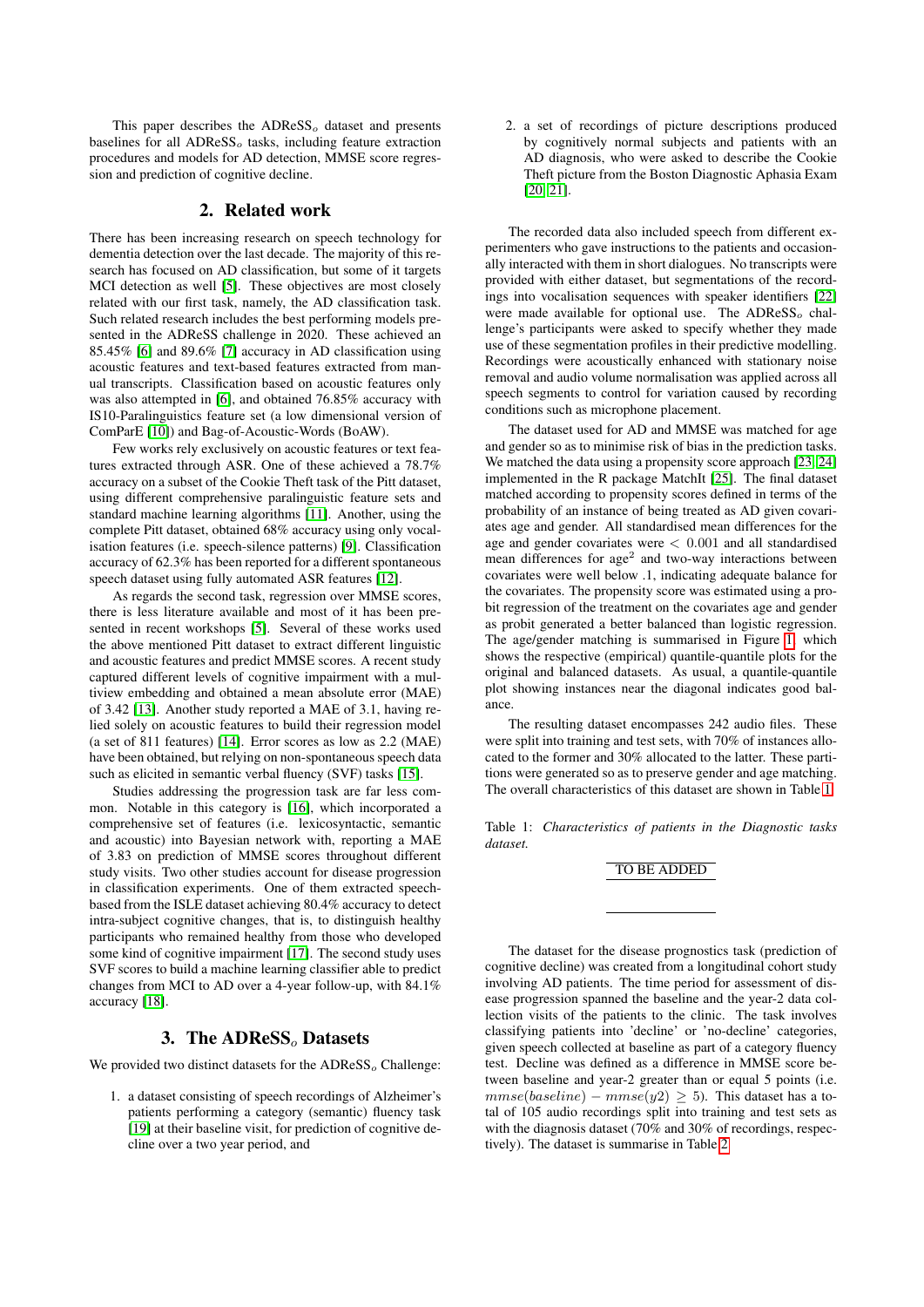This paper describes the ADReSS$_o$ dataset and presents baselines for all ADReSS$_o$ tasks, including feature extraction procedures and models for AD detection, MMSE score regression and prediction of cognitive decline.

## 2. Related work

There has been increasing research on speech technology for dementia detection over the last decade. The majority of this research has focused on AD classification, but some of it targets MCI detection as well [5]. These objectives are most closely related with our first task, namely, the AD classification task. Such related research includes the best performing models presented in the ADReSS challenge in 2020. These achieved an 85.45% [6] and 89.6% [7] accuracy in AD classification using acoustic features and text-based features extracted from manual transcripts. Classification based on acoustic features only was also attempted in [6], and obtained 76.85% accuracy with IS10-Paralinguistics feature set (a low dimensional version of ComParE [10]) and Bag-of-Acoustic-Words (BoAW).

Few works rely exclusively on acoustic features or text features extracted through ASR. One of these achieved a 78.7% accuracy on a subset of the Cookie Theft task of the Pitt dataset, using different comprehensive paralinguistic feature sets and standard machine learning algorithms [11]. Another, using the complete Pitt dataset, obtained 68% accuracy using only vocalisation features (i.e. speech-silence patterns) [9]. Classification accuracy of 62.3% has been reported for a different spontaneous speech dataset using fully automated ASR features [12].

As regards the second task, regression over MMSE scores, there is less literature available and most of it has been presented in recent workshops [5]. Several of these works used the above mentioned Pitt dataset to extract different linguistic and acoustic features and predict MMSE scores. A recent study captured different levels of cognitive impairment with a multiview embedding and obtained a mean absolute error (MAE) of 3.42 [13]. Another study reported a MAE of 3.1, having relied solely on acoustic features to build their regression model (a set of 811 features) [14]. Error scores as low as 2.2 (MAE) have been obtained, but relying on non-spontaneous speech data such as elicited in semantic verbal fluency (SVF) tasks [15].

Studies addressing the progression task are far less common. Notable in this category is [16], which incorporated a comprehensive set of features (i.e. lexicosyntactic, semantic and acoustic) into Bayesian network with, reporting a MAE of 3.83 on prediction of MMSE scores throughout different study visits. Two other studies account for disease progression in classification experiments. One of them extracted speech-based from the ISLE dataset achieving 80.4% accuracy to detect intra-subject cognitive changes, that is, to distinguish healthy participants who remained healthy from those who developed some kind of cognitive impairment [17]. The second study uses SVF scores to build a machine learning classifier able to predict changes from MCI to AD over a 4-year follow-up, with 84.1% accuracy [18].

## 3. The ADReSS$_o$ Datasets

We provided two distinct datasets for the ADReSS$_o$ Challenge:

1. a dataset consisting of speech recordings of Alzheimer's patients performing a category (semantic) fluency task [19] at their baseline visit, for prediction of cognitive decline over a two year period, and
2. a set of recordings of picture descriptions produced by cognitively normal subjects and patients with an AD diagnosis, who were asked to describe the Cookie Theft picture from the Boston Diagnostic Aphasia Exam [20, 21].

The recorded data also included speech from different experimenters who gave instructions to the patients and occasionally interacted with them in short dialogues. No transcripts were provided with either dataset, but segmentations of the recordings into vocalisation sequences with speaker identifiers [22] were made available for optional use. The ADReSS$_o$ challenge's participants were asked to specify whether they made use of these segmentation profiles in their predictive modelling. Recordings were acoustically enhanced with stationary noise removal and audio volume normalisation was applied across all speech segments to control for variation caused by recording conditions such as microphone placement.

The dataset used for AD and MMSE was matched for age and gender so as to minimise risk of bias in the prediction tasks. We matched the data using a propensity score approach [23, 24] implemented in the R package MatchIt [25]. The final dataset matched according to propensity scores defined in terms of the probability of an instance of being treated as AD given covariates age and gender. All standardised mean differences for the age and gender covariates were $< 0.001$ and all standardised mean differences for age$^2$ and two-way interactions between covariates were well below .1, indicating adequate balance for the covariates. The propensity score was estimated using a probit regression of the treatment on the covariates age and gender as probit generated a better balanced than logistic regression. The age/gender matching is summarised in Figure 1, which shows the respective (empirical) quantile-quantile plots for the original and balanced datasets. As usual, a quantile-quantile plot showing instances near the diagonal indicates good balance.

The resulting dataset encompasses 242 audio files. These were split into training and test sets, with 70% of instances allocated to the former and 30% allocated to the latter. These partitions were generated so as to preserve gender and age matching. The overall characteristics of this dataset are shown in Table 1.

Table 1: *Characteristics of patients in the Diagnostic tasks dataset.*

| TO BE ADDED |
| --- |

The dataset for the disease prognostics task (prediction of cognitive decline) was created from a longitudinal cohort study involving AD patients. The time period for assessment of disease progression spanned the baseline and the year-2 data collection visits of the patients to the clinic. The task involves classifying patients into 'decline' or 'no-decline' categories, given speech collected at baseline as part of a category fluency test. Decline was defined as a difference in MMSE score between baseline and year-2 greater than or equal 5 points (i.e. $mmse(baseline) - mmse(y2) \geq 5$). This dataset has a total of 105 audio recordings split into training and test sets as with the diagnosis dataset (70% and 30% of recordings, respectively). The dataset is summarise in Table 2.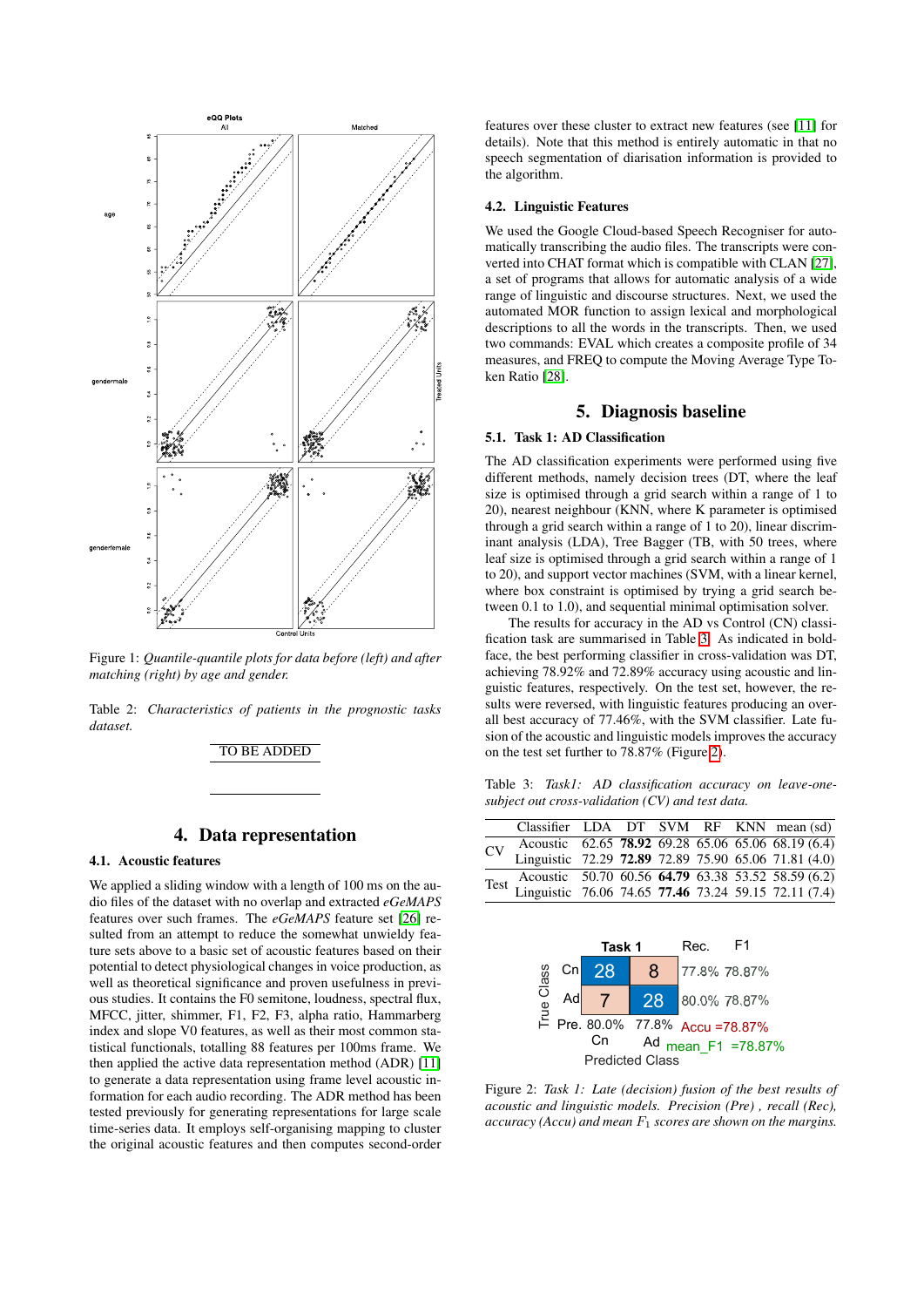Figure 1: *Quantile-quantile plots for data before (left) and after matching (right) by age and gender.*

Table 2: *Characteristics of patients in the prognostic tasks dataset.*

| TO BE ADDED |
|---|

## 4. Data representation

### 4.1. Acoustic features

We applied a sliding window with a length of 100 ms on the audio files of the dataset with no overlap and extracted *eGeMAPS* features over such frames. The *eGeMAPS* feature set [26] resulted from an attempt to reduce the somewhat unwieldy feature sets above to a basic set of acoustic features based on their potential to detect physiological changes in voice production, as well as theoretical significance and proven usefulness in previous studies. It contains the F0 semitone, loudness, spectral flux, MFCC, jitter, shimmer, F1, F2, F3, alpha ratio, Hammarberg index and slope V0 features, as well as their most common statistical functionals, totalling 88 features per 100ms frame. We then applied the active data representation method (ADR) [11] to generate a data representation using frame level acoustic information for each audio recording. The ADR method has been tested previously for generating representations for large scale time-series data. It employs self-organising mapping to cluster the original acoustic features and then computes second-order features over these cluster to extract new features (see [11] for details). Note that this method is entirely automatic in that no speech segmentation of diarisation information is provided to the algorithm.

### 4.2. Linguistic Features

We used the Google Cloud-based Speech Recogniser for automatically transcribing the audio files. The transcripts were converted into CHAT format which is compatible with CLAN [27], a set of programs that allows for automatic analysis of a wide range of linguistic and discourse structures. Next, we used the automated MOR function to assign lexical and morphological descriptions to all the words in the transcripts. Then, we used two commands: EVAL which creates a composite profile of 34 measures, and FREQ to compute the Moving Average Type Token Ratio [28].

## 5. Diagnosis baseline

### 5.1. Task 1: AD Classification

The AD classification experiments were performed using five different methods, namely decision trees (DT, where the leaf size is optimised through a grid search within a range of 1 to 20), nearest neighbour (KNN, where K parameter is optimised through a grid search within a range of 1 to 20), linear discriminant analysis (LDA), Tree Bagger (TB, with 50 trees, where leaf size is optimised through a grid search within a range of 1 to 20), and support vector machines (SVM, with a linear kernel, where box constraint is optimised by trying a grid search between 0.1 to 1.0), and sequential minimal optimisation solver.

The results for accuracy in the AD vs Control (CN) classification task are summarised in Table 3. As indicated in boldface, the best performing classifier in cross-validation was DT, achieving 78.92% and 72.89% accuracy using acoustic and linguistic features, respectively. On the test set, however, the results were reversed, with linguistic features producing an overall best accuracy of 77.46%, with the SVM classifier. Late fusion of the acoustic and linguistic models improves the accuracy on the test set further to 78.87% (Figure 2).

Table 3: *Task1: AD classification accuracy on leave-one-subject out cross-validation (CV) and test data.*

| | Classifier | LDA | DT | SVM | RF | KNN | mean (sd) |
|---|---|---|---|---|---|---|---|
| CV | Acoustic | 62.65 | **78.92** | 69.28 | 65.06 | 65.06 | 68.19 (6.4) |
| | Linguistic | 72.29 | **72.89** | 72.89 | 75.90 | 65.06 | 71.81 (4.0) |
| Test | Acoustic | 50.70 | 60.56 | **64.79** | 63.38 | 53.52 | 58.59 (6.2) |
| | Linguistic | 76.06 | 74.65 | **77.46** | 73.24 | 59.15 | 72.11 (7.4) |

| Task 1 (True Class \ Predicted Class) | Cn | Ad | Rec. | F1 |
|---|---|---|---|---|
| Cn | 28 | 8 | 77.8% | 78.87% |
| Ad | 7 | 28 | 80.0% | 78.87% |
| Pre. | 80.0% | 77.8% | Accu =78.87% | mean_F1 =78.87% |

Figure 2: *Task 1: Late (decision) fusion of the best results of acoustic and linguistic models. Precision (Pre) , recall (Rec), accuracy (Accu) and mean $F_1$ scores are shown on the margins.*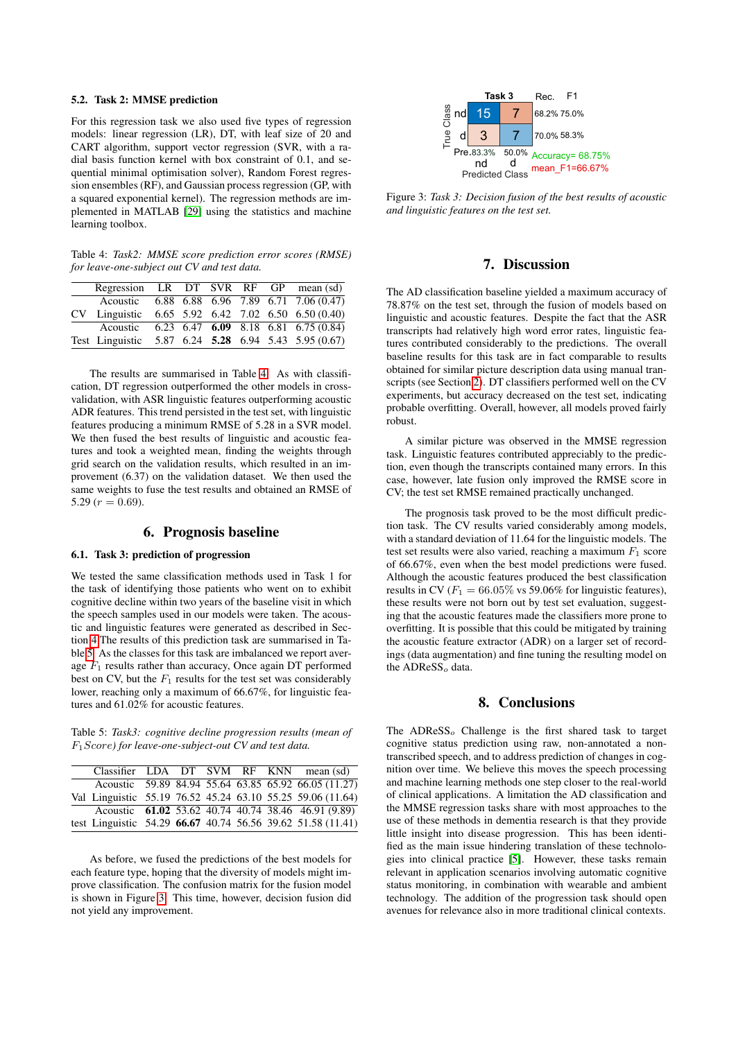### 5.2. Task 2: MMSE prediction

For this regression task we also used five types of regression models: linear regression (LR), DT, with leaf size of 20 and CART algorithm, support vector regression (SVR, with a radial basis function kernel with box constraint of 0.1, and sequential minimal optimisation solver), Random Forest regression ensembles (RF), and Gaussian process regression (GP, with a squared exponential kernel). The regression methods are implemented in MATLAB [29] using the statistics and machine learning toolbox.

Table 4: *Task2: MMSE score prediction error scores (RMSE) for leave-one-subject out CV and test data.*

| | Regression | LR | DT | SVR | RF | GP | mean (sd) |
|---|---|---|---|---|---|---|---|
| CV | Acoustic | 6.88 | 6.88 | 6.96 | 7.89 | 6.71 | 7.06 (0.47) |
| | Linguistic | 6.65 | 5.92 | 6.42 | 7.02 | 6.50 | 6.50 (0.40) |
| Test | Acoustic | 6.23 | 6.47 | **6.09** | 8.18 | 6.81 | 6.75 (0.84) |
| | Linguistic | 5.87 | 6.24 | **5.28** | 6.94 | 5.43 | 5.95 (0.67) |

The results are summarised in Table 4. As with classification, DT regression outperformed the other models in cross-validation, with ASR linguistic features outperforming acoustic ADR features. This trend persisted in the test set, with linguistic features producing a minimum RMSE of 5.28 in a SVR model. We then fused the best results of linguistic and acoustic features and took a weighted mean, finding the weights through grid search on the validation results, which resulted in an improvement (6.37) on the validation dataset. We then used the same weights to fuse the test results and obtained an RMSE of 5.29 ($r = 0.69$).

## 6. Prognosis baseline

### 6.1. Task 3: prediction of progression

We tested the same classification methods used in Task 1 for the task of identifying those patients who went on to exhibit cognitive decline within two years of the baseline visit in which the speech samples used in our models were taken. The acoustic and linguistic features were generated as described in Section 4 The results of this prediction task are summarised in Table 5. As the classes for this task are imbalanced we report average $F_1$ results rather than accuracy, Once again DT performed best on CV, but the $F_1$ results for the test set was considerably lower, reaching only a maximum of 66.67%, for linguistic features and 61.02% for acoustic features.

Table 5: *Task3: cognitive decline progression results (mean of $F_1$Score) for leave-one-subject-out CV and test data.*

| | Classifier | LDA | DT | SVM | RF | KNN | mean (sd) |
|---|---|---|---|---|---|---|---|
| Val | Acoustic | 59.89 | 84.94 | 55.64 | 63.85 | 65.92 | 66.05 (11.27) |
| | Linguistic | 55.19 | 76.52 | 45.24 | 63.10 | 55.25 | 59.06 (11.64) |
| test | Acoustic | **61.02** | 53.62 | 40.74 | 40.74 | 38.46 | 46.91 (9.89) |
| | Linguistic | 54.29 | **66.67** | 40.74 | 56.56 | 39.62 | 51.58 (11.41) |

As before, we fused the predictions of the best models for each feature type, hoping that the diversity of models might improve classification. The confusion matrix for the fusion model is shown in Figure 3. This time, however, decision fusion did not yield any improvement.

| Task 3 | nd | d | Rec. | F1 |
|---|---|---|---|---|
| nd | 15 | 7 | 68.2% | 75.0% |
| d | 3 | 7 | 70.0% | 58.3% |
| Pre. | 83.3% | 50.0% | | |

True Class / Predicted Class. Accuracy= 68.75%, mean_F1=66.67%

Figure 3: *Task 3: Decision fusion of the best results of acoustic and linguistic features on the test set.*

## 7. Discussion

The AD classification baseline yielded a maximum accuracy of 78.87% on the test set, through the fusion of models based on linguistic and acoustic features. Despite the fact that the ASR transcripts had relatively high word error rates, linguistic features contributed considerably to the predictions. The overall baseline results for this task are in fact comparable to results obtained for similar picture description data using manual transcripts (see Section 2). DT classifiers performed well on the CV experiments, but accuracy decreased on the test set, indicating probable overfitting. Overall, however, all models proved fairly robust.

A similar picture was observed in the MMSE regression task. Linguistic features contributed appreciably to the prediction, even though the transcripts contained many errors. In this case, however, late fusion only improved the RMSE score in CV; the test set RMSE remained practically unchanged.

The prognosis task proved to be the most difficult prediction task. The CV results varied considerably among models, with a standard deviation of 11.64 for the linguistic models. The test set results were also varied, reaching a maximum $F_1$ score of 66.67%, even when the best model predictions were fused. Although the acoustic features produced the best classification results in CV ($F_1 = 66.05\%$ vs 59.06% for linguistic features), these results were not born out by test set evaluation, suggesting that the acoustic features made the classifiers more prone to overfitting. It is possible that this could be mitigated by training the acoustic feature extractor (ADR) on a larger set of recordings (data augmentation) and fine tuning the resulting model on the ADReSS$_o$ data.

## 8. Conclusions

The ADReSS$_o$ Challenge is the first shared task to target cognitive status prediction using raw, non-annotated a non-transcribed speech, and to address prediction of changes in cognition over time. We believe this moves the speech processing and machine learning methods one step closer to the real-world of clinical applications. A limitation the AD classification and the MMSE regression tasks share with most approaches to the use of these methods in dementia research is that they provide little insight into disease progression. This has been identified as the main issue hindering translation of these technologies into clinical practice [5]. However, these tasks remain relevant in application scenarios involving automatic cognitive status monitoring, in combination with wearable and ambient technology. The addition of the progression task should open avenues for relevance also in more traditional clinical contexts.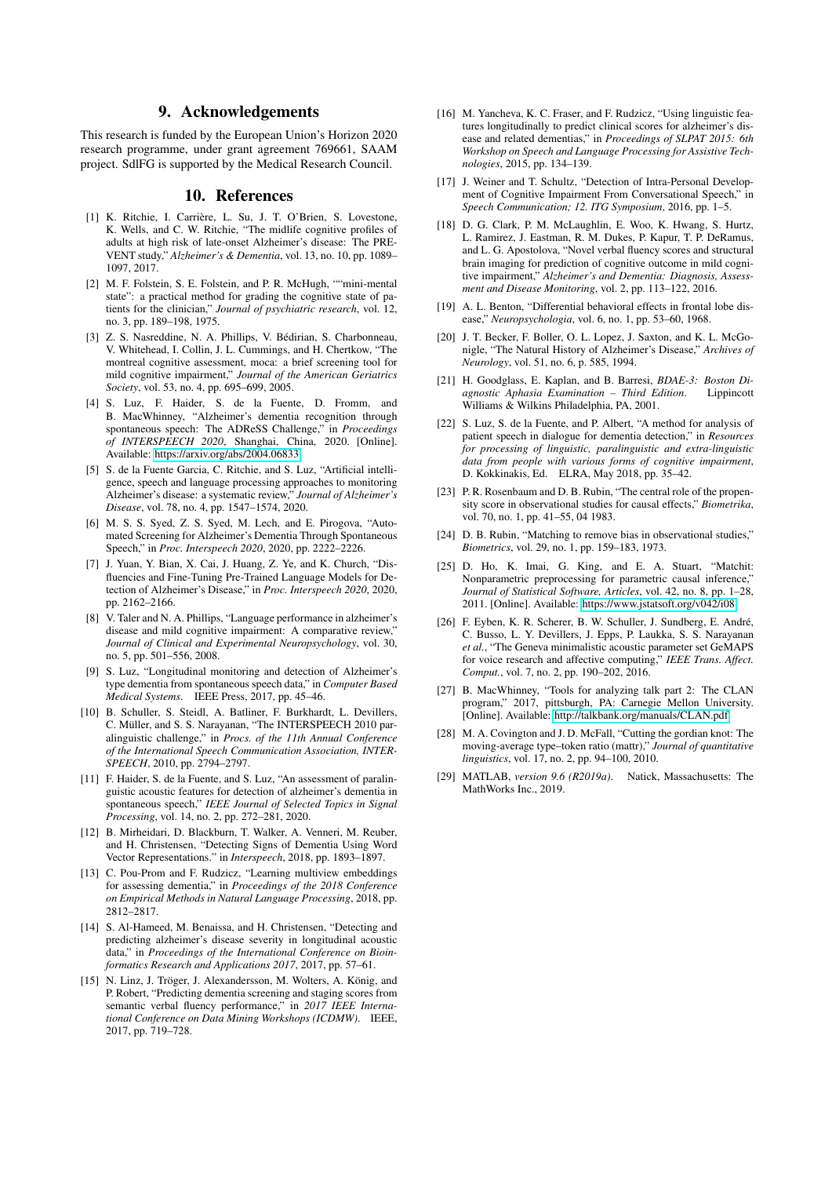## 9. Acknowledgements

This research is funded by the European Union's Horizon 2020 research programme, under grant agreement 769661, SAAM project. SdlFG is supported by the Medical Research Council.

## 10. References

[1] K. Ritchie, I. Carrière, L. Su, J. T. O'Brien, S. Lovestone, K. Wells, and C. W. Ritchie, "The midlife cognitive profiles of adults at high risk of late-onset Alzheimer's disease: The PREVENT study," *Alzheimer's & Dementia*, vol. 13, no. 10, pp. 1089–1097, 2017.

[2] M. F. Folstein, S. E. Folstein, and P. R. McHugh, ""mini-mental state": a practical method for grading the cognitive state of patients for the clinician," *Journal of psychiatric research*, vol. 12, no. 3, pp. 189–198, 1975.

[3] Z. S. Nasreddine, N. A. Phillips, V. Bédirian, S. Charbonneau, V. Whitehead, I. Collin, J. L. Cummings, and H. Chertkow, "The montreal cognitive assessment, moca: a brief screening tool for mild cognitive impairment," *Journal of the American Geriatrics Society*, vol. 53, no. 4, pp. 695–699, 2005.

[4] S. Luz, F. Haider, S. de la Fuente, D. Fromm, and B. MacWhinney, "Alzheimer's dementia recognition through spontaneous speech: The ADReSS Challenge," in *Proceedings of INTERSPEECH 2020*, Shanghai, China, 2020. [Online]. Available: https://arxiv.org/abs/2004.06833

[5] S. de la Fuente Garcia, C. Ritchie, and S. Luz, "Artificial intelligence, speech and language processing approaches to monitoring Alzheimer's disease: a systematic review," *Journal of Alzheimer's Disease*, vol. 78, no. 4, pp. 1547–1574, 2020.

[6] M. S. S. Syed, Z. S. Syed, M. Lech, and E. Pirogova, "Automated Screening for Alzheimer's Dementia Through Spontaneous Speech," in *Proc. Interspeech 2020*, 2020, pp. 2222–2226.

[7] J. Yuan, Y. Bian, X. Cai, J. Huang, Z. Ye, and K. Church, "Disfluencies and Fine-Tuning Pre-Trained Language Models for Detection of Alzheimer's Disease," in *Proc. Interspeech 2020*, 2020, pp. 2162–2166.

[8] V. Taler and N. A. Phillips, "Language performance in alzheimer's disease and mild cognitive impairment: A comparative review," *Journal of Clinical and Experimental Neuropsychology*, vol. 30, no. 5, pp. 501–556, 2008.

[9] S. Luz, "Longitudinal monitoring and detection of Alzheimer's type dementia from spontaneous speech data," in *Computer Based Medical Systems*. IEEE Press, 2017, pp. 45–46.

[10] B. Schuller, S. Steidl, A. Batliner, F. Burkhardt, L. Devillers, C. Müller, and S. S. Narayanan, "The INTERSPEECH 2010 paralinguistic challenge," in *Procs. of the 11th Annual Conference of the International Speech Communication Association, INTERSPEECH*, 2010, pp. 2794–2797.

[11] F. Haider, S. de la Fuente, and S. Luz, "An assessment of paralinguistic acoustic features for detection of alzheimer's dementia in spontaneous speech," *IEEE Journal of Selected Topics in Signal Processing*, vol. 14, no. 2, pp. 272–281, 2020.

[12] B. Mirheidari, D. Blackburn, T. Walker, A. Venneri, M. Reuber, and H. Christensen, "Detecting Signs of Dementia Using Word Vector Representations." in *Interspeech*, 2018, pp. 1893–1897.

[13] C. Pou-Prom and F. Rudzicz, "Learning multiview embeddings for assessing dementia," in *Proceedings of the 2018 Conference on Empirical Methods in Natural Language Processing*, 2018, pp. 2812–2817.

[14] S. Al-Hameed, M. Benaissa, and H. Christensen, "Detecting and predicting alzheimer's disease severity in longitudinal acoustic data," in *Proceedings of the International Conference on Bioinformatics Research and Applications 2017*, 2017, pp. 57–61.

[15] N. Linz, J. Tröger, J. Alexandersson, M. Wolters, A. König, and P. Robert, "Predicting dementia screening and staging scores from semantic verbal fluency performance," in *2017 IEEE International Conference on Data Mining Workshops (ICDMW)*. IEEE, 2017, pp. 719–728.

[16] M. Yancheva, K. C. Fraser, and F. Rudzicz, "Using linguistic features longitudinally to predict clinical scores for alzheimer's disease and related dementias," in *Proceedings of SLPAT 2015: 6th Workshop on Speech and Language Processing for Assistive Technologies*, 2015, pp. 134–139.

[17] J. Weiner and T. Schultz, "Detection of Intra-Personal Development of Cognitive Impairment From Conversational Speech," in *Speech Communication; 12. ITG Symposium*, 2016, pp. 1–5.

[18] D. G. Clark, P. M. McLaughlin, E. Woo, K. Hwang, S. Hurtz, L. Ramirez, J. Eastman, R. M. Dukes, P. Kapur, T. P. DeRamus, and L. G. Apostolova, "Novel verbal fluency scores and structural brain imaging for prediction of cognitive outcome in mild cognitive impairment," *Alzheimer's and Dementia: Diagnosis, Assessment and Disease Monitoring*, vol. 2, pp. 113–122, 2016.

[19] A. L. Benton, "Differential behavioral effects in frontal lobe disease," *Neuropsychologia*, vol. 6, no. 1, pp. 53–60, 1968.

[20] J. T. Becker, F. Boller, O. L. Lopez, J. Saxton, and K. L. McGonigle, "The Natural History of Alzheimer's Disease," *Archives of Neurology*, vol. 51, no. 6, p. 585, 1994.

[21] H. Goodglass, E. Kaplan, and B. Barresi, *BDAE-3: Boston Diagnostic Aphasia Examination – Third Edition*. Lippincott Williams & Wilkins Philadelphia, PA, 2001.

[22] S. Luz, S. de la Fuente, and P. Albert, "A method for analysis of patient speech in dialogue for dementia detection," in *Resources for processing of linguistic, paralinguistic and extra-linguistic data from people with various forms of cognitive impairment*, D. Kokkinakis, Ed. ELRA, May 2018, pp. 35–42.

[23] P. R. Rosenbaum and D. B. Rubin, "The central role of the propensity score in observational studies for causal effects," *Biometrika*, vol. 70, no. 1, pp. 41–55, 04 1983.

[24] D. B. Rubin, "Matching to remove bias in observational studies," *Biometrics*, vol. 29, no. 1, pp. 159–183, 1973.

[25] D. Ho, K. Imai, G. King, and E. A. Stuart, "Matchit: Nonparametric preprocessing for parametric causal inference," *Journal of Statistical Software, Articles*, vol. 42, no. 8, pp. 1–28, 2011. [Online]. Available: https://www.jstatsoft.org/v042/i08

[26] F. Eyben, K. R. Scherer, B. W. Schuller, J. Sundberg, E. André, C. Busso, L. Y. Devillers, J. Epps, P. Laukka, S. S. Narayanan *et al.*, "The Geneva minimalistic acoustic parameter set GeMAPS for voice research and affective computing," *IEEE Trans. Affect. Comput.*, vol. 7, no. 2, pp. 190–202, 2016.

[27] B. MacWhinney, "Tools for analyzing talk part 2: The CLAN program," 2017, pittsburgh, PA: Carnegie Mellon University. [Online]. Available: http://talkbank.org/manuals/CLAN.pdf

[28] M. A. Covington and J. D. McFall, "Cutting the gordian knot: The moving-average type–token ratio (mattr)," *Journal of quantitative linguistics*, vol. 17, no. 2, pp. 94–100, 2010.

[29] MATLAB, *version 9.6 (R2019a)*. Natick, Massachusetts: The MathWorks Inc., 2019.